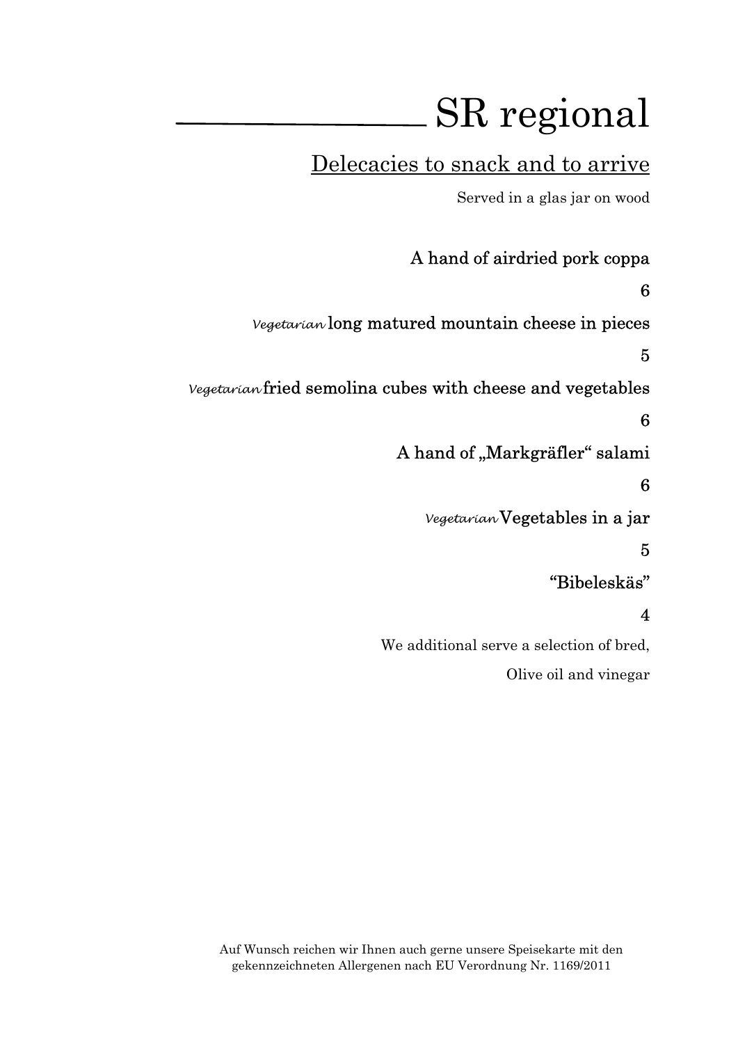# SR regional

## Delecacies to snack and to arrive

Served in a glas jar on wood

**A hand of airdried pork coppa**

**6**

*Vegetarian* **long matured mountain cheese in pieces**

**5**

*Vegetarian* **fried semolina cubes with cheese and vegetables**

**6**

**A hand of „Markgräfler" salami**

**6**

*Vegetarian* **Vegetables in a jar**

**5**

**"Bibeleskäs"**

**4**

We additional serve a selection of bred,

Olive oil and vinegar

Auf Wunsch reichen wir Ihnen auch gerne unsere Speisekarte mit den gekennzeichneten Allergenen nach EU Verordnung Nr. 1169/2011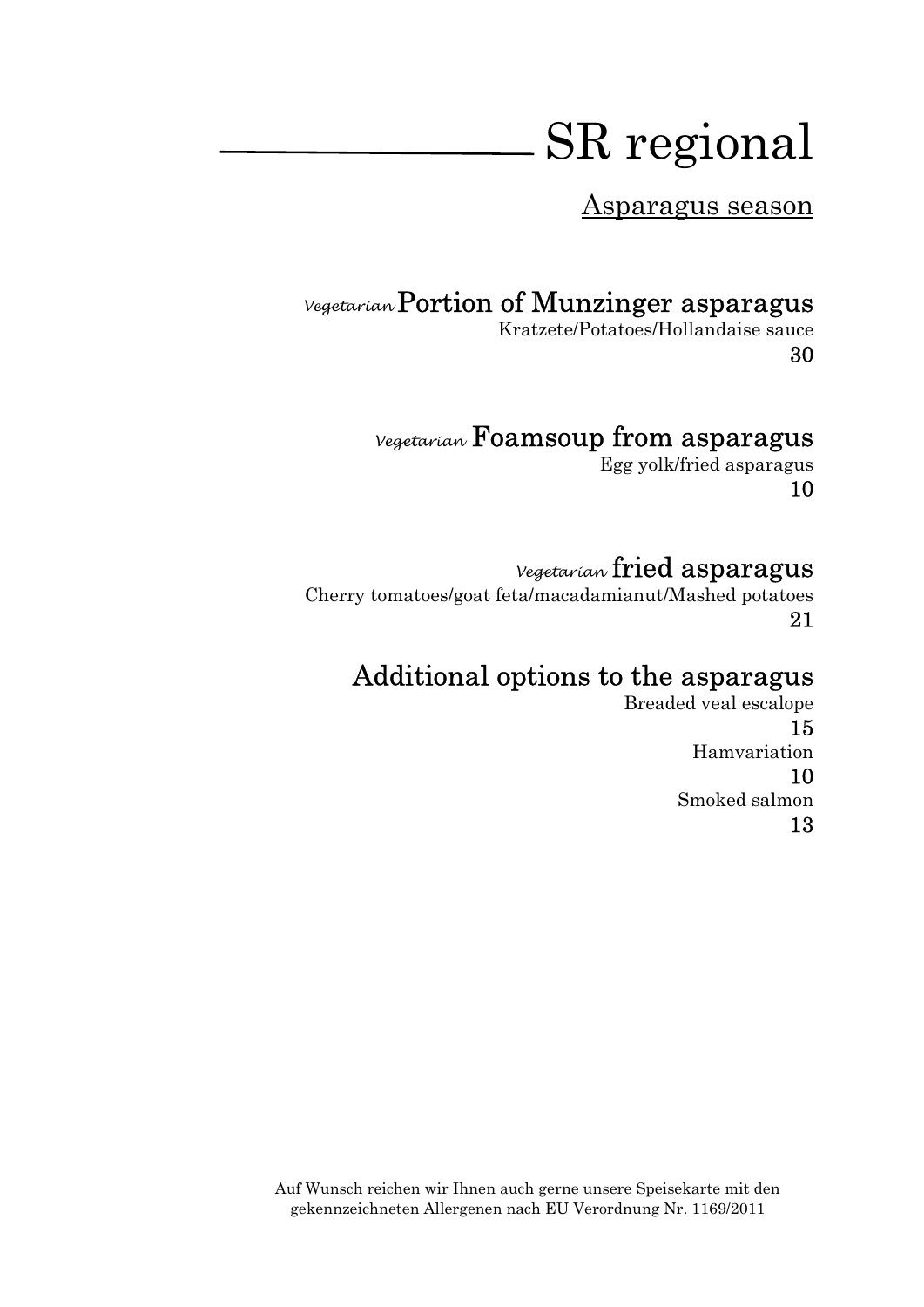# SR regional

## Asparagus season

### *Vegetarian* Portion of Munzinger asparagus

Kratzete/Potatoes/Hollandaise sauce

30

### *Vegetarian* Foamsoup from asparagus

Egg yolk/fried asparagus

10

### *Vegetarian* fried asparagus

Cherry tomatoes/goat feta/macadamianut/Mashed potatoes

21

### Additional options to the asparagus

Breaded veal escalope

15

Hamvariation

10

Smoked salmon

13

Auf Wunsch reichen wir Ihnen auch gerne unsere Speisekarte mit den gekennzeichneten Allergenen nach EU Verordnung Nr. 1169/2011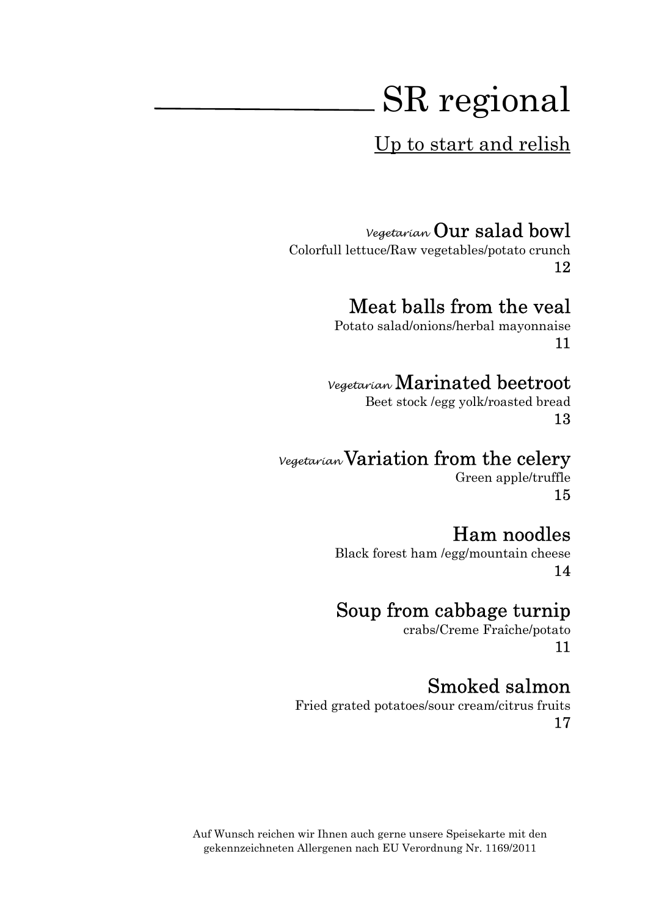# SR regional

## Up to start and relish

### *Vegetarian* Our salad bowl

Colorfull lettuce/Raw vegetables/potato crunch

12

### Meat balls from the veal

Potato salad/onions/herbal mayonnaise

11

### *Vegetarian* Marinated beetroot

Beet stock /egg yolk/roasted bread

13

### *Vegetarian* Variation from the celery

Green apple/truffle

15

### Ham noodles

Black forest ham /egg/mountain cheese

14

### Soup from cabbage turnip

crabs/Creme Fraîche/potato

11

### Smoked salmon

Fried grated potatoes/sour cream/citrus fruits

17

Auf Wunsch reichen wir Ihnen auch gerne unsere Speisekarte mit den gekennzeichneten Allergenen nach EU Verordnung Nr. 1169/2011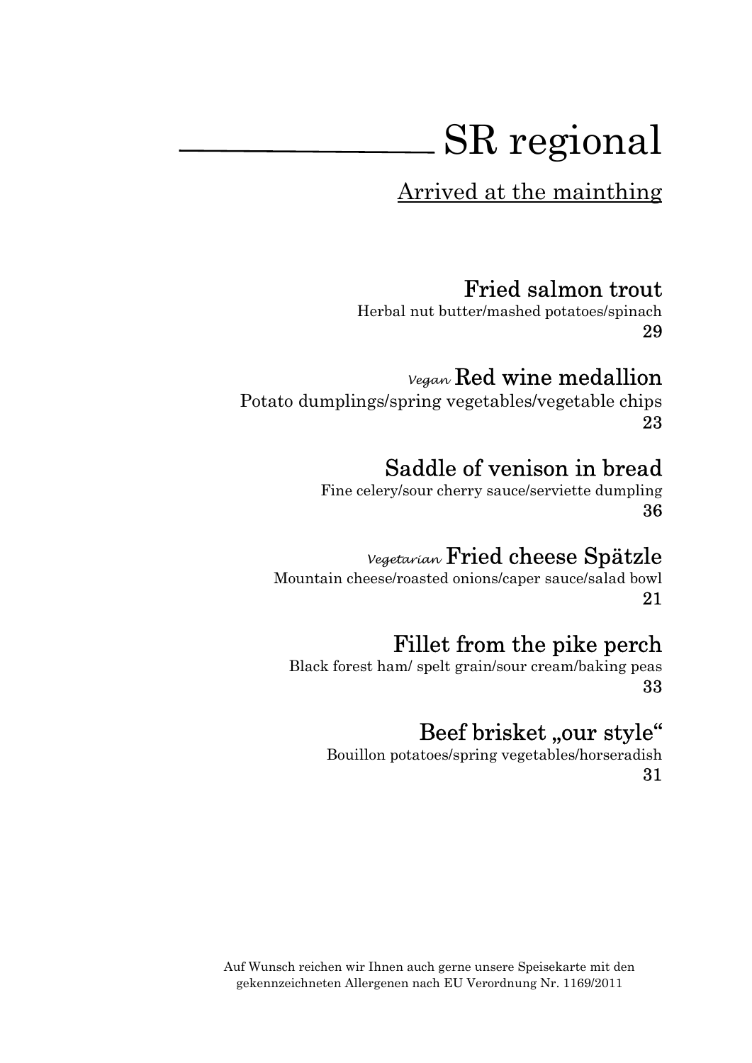# SR regional

## Arrived at the mainthing

### Fried salmon trout

Herbal nut butter/mashed potatoes/spinach

29

### *Vegan* Red wine medallion

Potato dumplings/spring vegetables/vegetable chips

23

### Saddle of venison in bread

Fine celery/sour cherry sauce/serviette dumpling

36

### *Vegetarian* Fried cheese Spätzle

Mountain cheese/roasted onions/caper sauce/salad bowl

21

### Fillet from the pike perch

Black forest ham/ spelt grain/sour cream/baking peas

33

### Beef brisket „our style“

Bouillon potatoes/spring vegetables/horseradish

31

Auf Wunsch reichen wir Ihnen auch gerne unsere Speisekarte mit den gekennzeichneten Allergenen nach EU Verordnung Nr. 1169/2011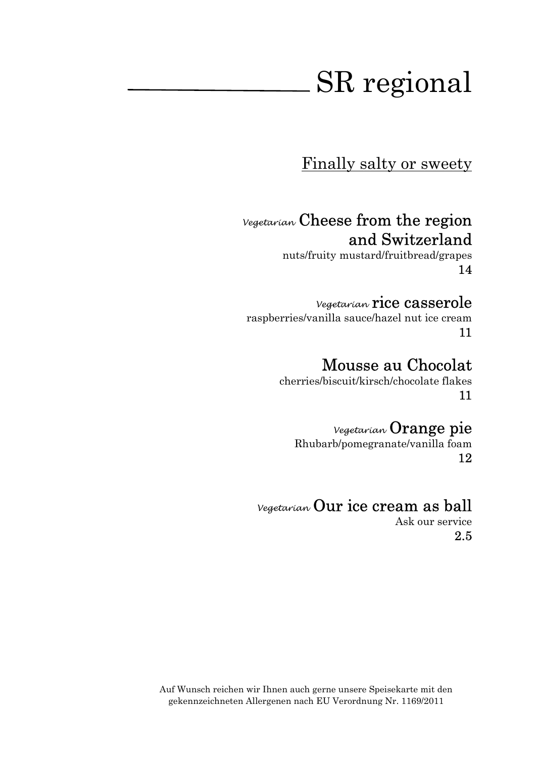# SR regional

## Finally salty or sweety

### *Vegetarian* Cheese from the region and Switzerland

nuts/fruity mustard/fruitbread/grapes

14

### *Vegetarian* rice casserole

raspberries/vanilla sauce/hazel nut ice cream

11

### Mousse au Chocolat

cherries/biscuit/kirsch/chocolate flakes

11

### *Vegetarian* Orange pie

Rhubarb/pomegranate/vanilla foam

12

### *Vegetarian* Our ice cream as ball

Ask our service

2.5

Auf Wunsch reichen wir Ihnen auch gerne unsere Speisekarte mit den gekennzeichneten Allergenen nach EU Verordnung Nr. 1169/2011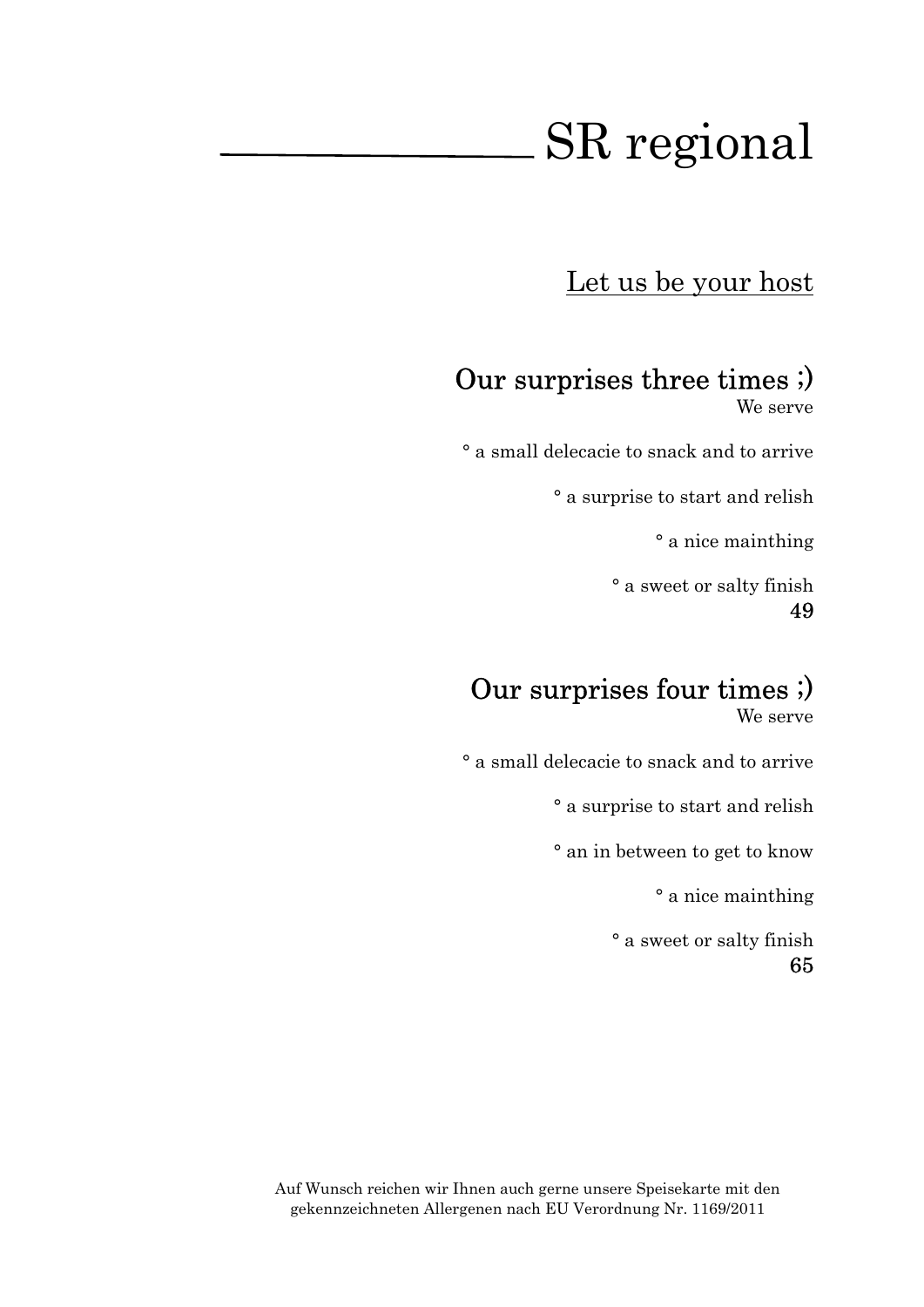# SR regional

## Let us be your host

### Our surprises three times ;)

We serve

° a small delecacie to snack and to arrive

° a surprise to start and relish

° a nice mainthing

° a sweet or salty finish

**49**

### Our surprises four times ;)

We serve

° a small delecacie to snack and to arrive

° a surprise to start and relish

° an in between to get to know

° a nice mainthing

° a sweet or salty finish

**65**

Auf Wunsch reichen wir Ihnen auch gerne unsere Speisekarte mit den gekennzeichneten Allergenen nach EU Verordnung Nr. 1169/2011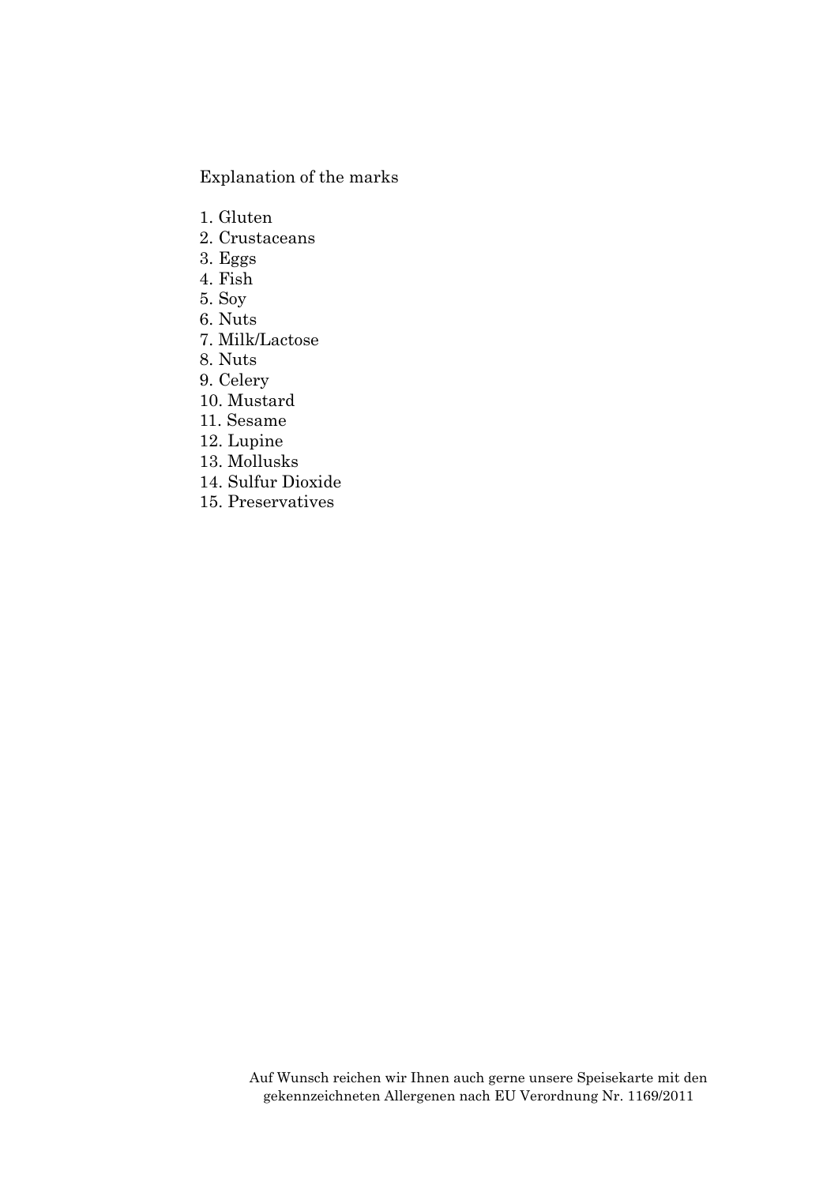Explanation of the marks

1. Gluten
2. Crustaceans
3. Eggs
4. Fish
5. Soy
6. Nuts
7. Milk/Lactose
8. Nuts
9. Celery
10. Mustard
11. Sesame
12. Lupine
13. Mollusks
14. Sulfur Dioxide
15. Preservatives

Auf Wunsch reichen wir Ihnen auch gerne unsere Speisekarte mit den gekennzeichneten Allergenen nach EU Verordnung Nr. 1169/2011